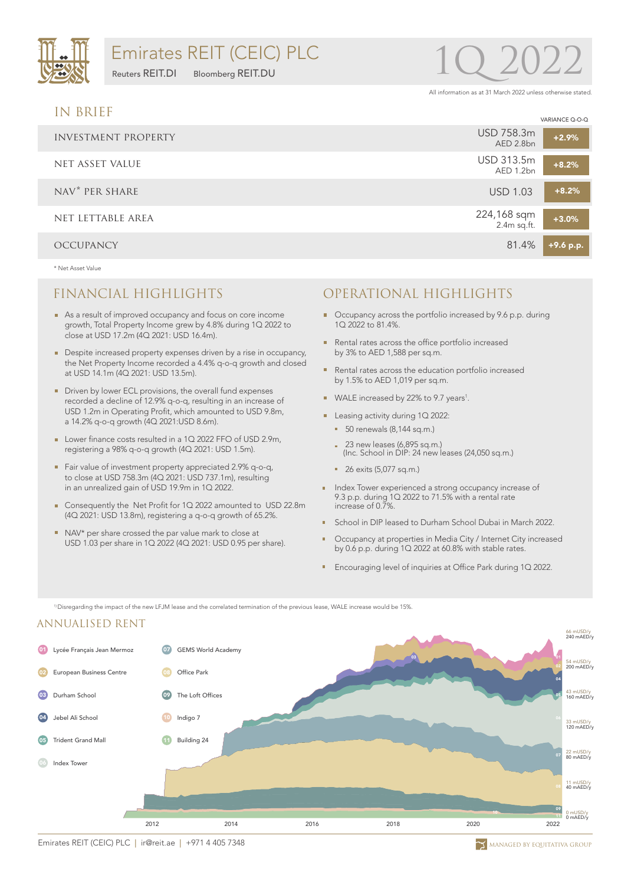# Emirates REIT (CEIC) PLC

Reuters REIT.DI  Bloomberg REIT.DU

# 1Q 2022

All information as at 31 March 2022 unless otherwise stated.

## IN BRIEF

| | | VARIANCE Q-O-Q |
|---|---|---|
| INVESTMENT PROPERTY | USD 758.3m AED 2.8bn | +2.9% |
| NET ASSET VALUE | USD 313.5m AED 1.2bn | +8.2% |
| NAV* PER SHARE | USD 1.03 | +8.2% |
| NET LETTABLE AREA | 224,168 sqm 2.4m sq.ft. | +3.0% |
| OCCUPANCY | 81.4% | +9.6 p.p. |

* Net Asset Value

## FINANCIAL HIGHLIGHTS

- As a result of improved occupancy and focus on core income growth, Total Property Income grew by 4.8% during 1Q 2022 to close at USD 17.2m (4Q 2021: USD 16.4m).
- Despite increased property expenses driven by a rise in occupancy, the Net Property Income recorded a 4.4% q-o-q growth and closed at USD 14.1m (4Q 2021: USD 13.5m).
- Driven by lower ECL provisions, the overall fund expenses recorded a decline of 12.9% q-o-q, resulting in an increase of USD 1.2m in Operating Profit, which amounted to USD 9.8m, a 14.2% q-o-q growth (4Q 2021:USD 8.6m).
- Lower finance costs resulted in a 1Q 2022 FFO of USD 2.9m, registering a 98% q-o-q growth (4Q 2021: USD 1.5m).
- Fair value of investment property appreciated 2.9% q-o-q, to close at USD 758.3m (4Q 2021: USD 737.1m), resulting in an unrealized gain of USD 19.9m in 1Q 2022.
- Consequently the Net Profit for 1Q 2022 amounted to USD 22.8m (4Q 2021: USD 13.8m), registering a q-o-q growth of 65.2%.
- NAV* per share crossed the par value mark to close at USD 1.03 per share in 1Q 2022 (4Q 2021: USD 0.95 per share).

## OPERATIONAL HIGHLIGHTS

- Occupancy across the portfolio increased by 9.6 p.p. during 1Q 2022 to 81.4%.
- Rental rates across the office portfolio increased by 3% to AED 1,588 per sq.m.
- Rental rates across the education portfolio increased by 1.5% to AED 1,019 per sq.m.
- WALE increased by 22% to 9.7 years[1].
- Leasing activity during 1Q 2022:
  - 50 renewals (8,144 sq.m.)
  - 23 new leases (6,895 sq.m.) (Inc. School in DIP: 24 new leases (24,050 sq.m.)
  - 26 exits (5,077 sq.m.)
- Index Tower experienced a strong occupancy increase of 9.3 p.p. during 1Q 2022 to 71.5% with a rental rate increase of 0.7%.
- School in DIP leased to Durham School Dubai in March 2022.
- Occupancy at properties in Media City / Internet City increased by 0.6 p.p. during 1Q 2022 at 60.8% with stable rates.
- Encouraging level of inquiries at Office Park during 1Q 2022.

[1] Disregarding the impact of the new LFJM lease and the correlated termination of the previous lease, WALE increase would be 15%.

## ANNUALISED RENT

01 Lycée Français Jean Mermoz
02 European Business Centre
03 Durham School
04 Jebel Ali School
05 Trident Grand Mall
06 Index Tower
07 GEMS World Academy
08 Office Park
09 The Loft Offices
10 Indigo 7
11 Building 24

Emirates REIT (CEIC) PLC | ir@reit.ae | +971 4 405 7348

MANAGED BY EQUITATIVA GROUP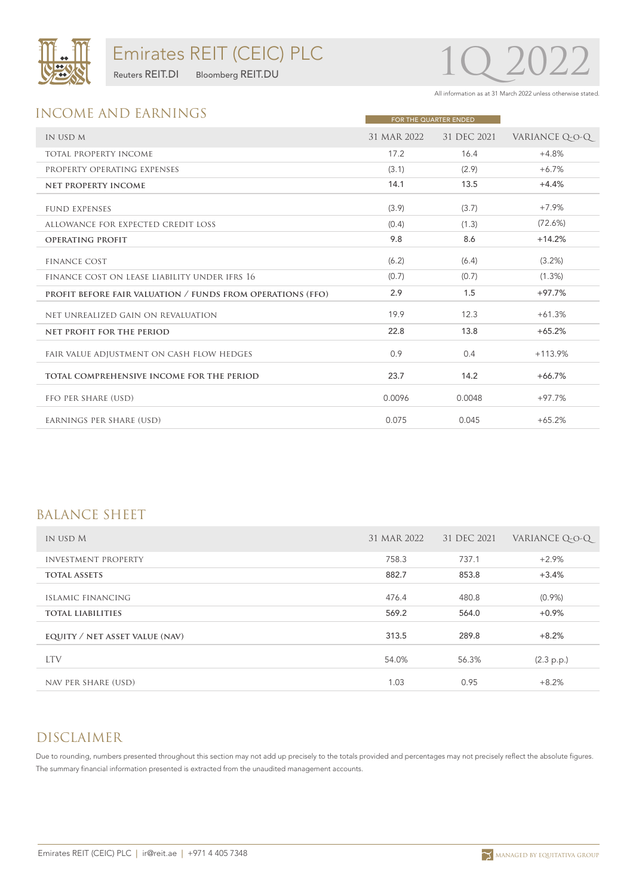# Emirates REIT (CEIC) PLC

Reuters REIT.DI Bloomberg REIT.DU

# 1Q 2022

All information as at 31 March 2022 unless otherwise stated.

## INCOME AND EARNINGS

| | FOR THE QUARTER ENDED | | |
|---|---|---|---|
| IN USD M | 31 MAR 2022 | 31 DEC 2021 | VARIANCE Q-O-Q |
| TOTAL PROPERTY INCOME | 17.2 | 16.4 | +4.8% |
| PROPERTY OPERATING EXPENSES | (3.1) | (2.9) | +6.7% |
| **NET PROPERTY INCOME** | 14.1 | 13.5 | +4.4% |
| FUND EXPENSES | (3.9) | (3.7) | +7.9% |
| ALLOWANCE FOR EXPECTED CREDIT LOSS | (0.4) | (1.3) | (72.6%) |
| **OPERATING PROFIT** | 9.8 | 8.6 | +14.2% |
| FINANCE COST | (6.2) | (6.4) | (3.2%) |
| FINANCE COST ON LEASE LIABILITY UNDER IFRS 16 | (0.7) | (0.7) | (1.3%) |
| **PROFIT BEFORE FAIR VALUATION / FUNDS FROM OPERATIONS (FFO)** | 2.9 | 1.5 | +97.7% |
| NET UNREALIZED GAIN ON REVALUATION | 19.9 | 12.3 | +61.3% |
| **NET PROFIT FOR THE PERIOD** | 22.8 | 13.8 | +65.2% |
| FAIR VALUE ADJUSTMENT ON CASH FLOW HEDGES | 0.9 | 0.4 | +113.9% |
| **TOTAL COMPREHENSIVE INCOME FOR THE PERIOD** | 23.7 | 14.2 | +66.7% |
| FFO PER SHARE (USD) | 0.0096 | 0.0048 | +97.7% |
| EARNINGS PER SHARE (USD) | 0.075 | 0.045 | +65.2% |

## BALANCE SHEET

| IN USD M | 31 MAR 2022 | 31 DEC 2021 | VARIANCE Q-O-Q |
|---|---|---|---|
| INVESTMENT PROPERTY | 758.3 | 737.1 | +2.9% |
| **TOTAL ASSETS** | 882.7 | 853.8 | +3.4% |
| ISLAMIC FINANCING | 476.4 | 480.8 | (0.9%) |
| **TOTAL LIABILITIES** | 569.2 | 564.0 | +0.9% |
| **EQUITY / NET ASSET VALUE (NAV)** | 313.5 | 289.8 | +8.2% |
| LTV | 54.0% | 56.3% | (2.3 p.p.) |
| NAV PER SHARE (USD) | 1.03 | 0.95 | +8.2% |

## DISCLAIMER

Due to rounding, numbers presented throughout this section may not add up precisely to the totals provided and percentages may not precisely reflect the absolute figures. The summary financial information presented is extracted from the unaudited management accounts.

Emirates REIT (CEIC) PLC | ir@reit.ae | +971 4 405 7348

MANAGED BY EQUITATIVA GROUP